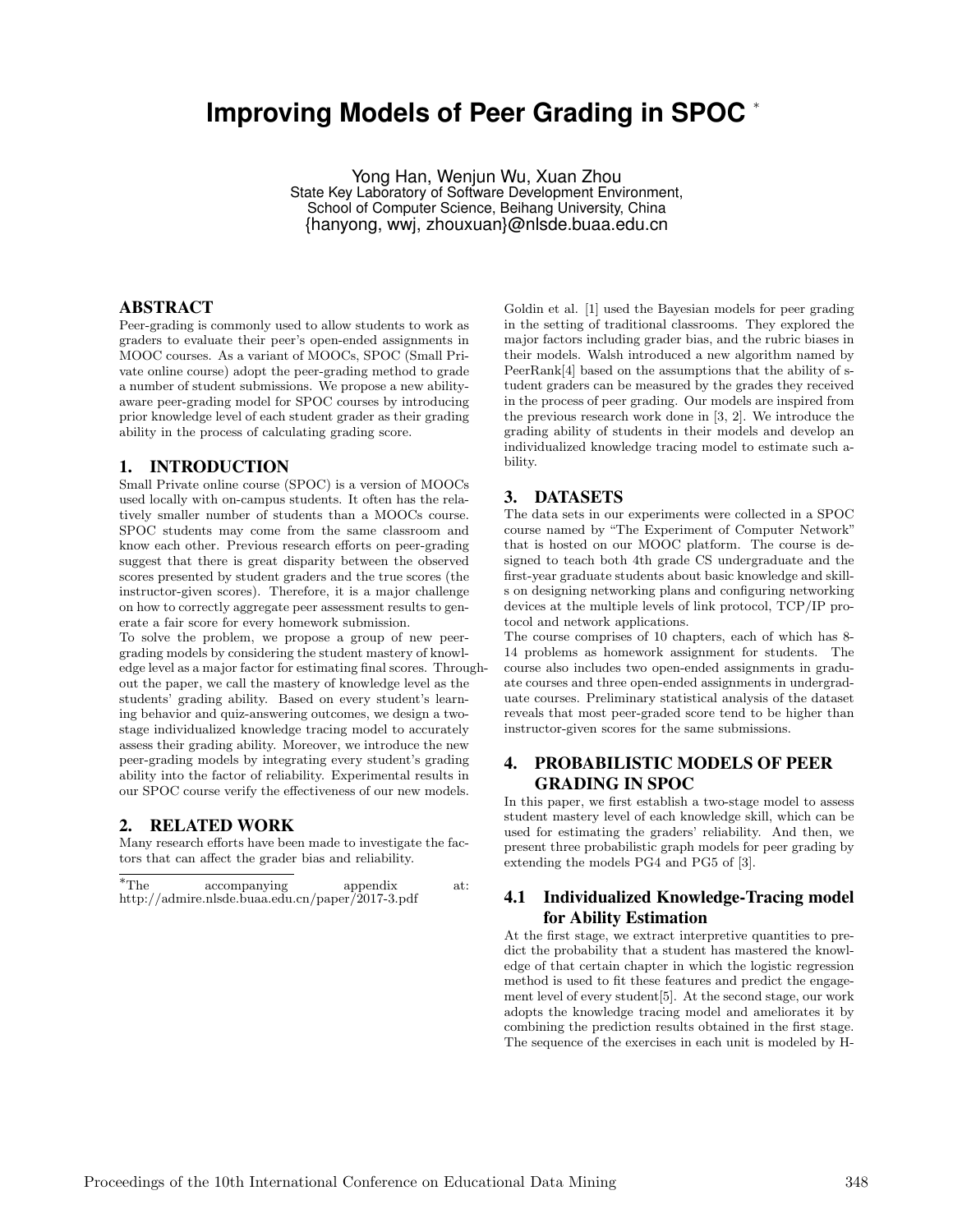# Improving Models of Peer Grading in SPOC *

Yong Han, Wenjun Wu, Xuan Zhou
State Key Laboratory of Software Development Environment,
School of Computer Science, Beihang University, China
{hanyong, wwj, zhouxuan}@nlsde.buaa.edu.cn

## ABSTRACT

Peer-grading is commonly used to allow students to work as graders to evaluate their peer's open-ended assignments in MOOC courses. As a variant of MOOCs, SPOC (Small Private online course) adopt the peer-grading method to grade a number of student submissions. We propose a new ability-aware peer-grading model for SPOC courses by introducing prior knowledge level of each student grader as their grading ability in the process of calculating grading score.

## 1. INTRODUCTION

Small Private online course (SPOC) is a version of MOOCs used locally with on-campus students. It often has the relatively smaller number of students than a MOOCs course. SPOC students may come from the same classroom and know each other. Previous research efforts on peer-grading suggest that there is great disparity between the observed scores presented by student graders and the true scores (the instructor-given scores). Therefore, it is a major challenge on how to correctly aggregate peer assessment results to generate a fair score for every homework submission.

To solve the problem, we propose a group of new peer-grading models by considering the student mastery of knowledge level as a major factor for estimating final scores. Throughout the paper, we call the mastery of knowledge level as the students' grading ability. Based on every student's learning behavior and quiz-answering outcomes, we design a two-stage individualized knowledge tracing model to accurately assess their grading ability. Moreover, we introduce the new peer-grading models by integrating every student's grading ability into the factor of reliability. Experimental results in our SPOC course verify the effectiveness of our new models.

## 2. RELATED WORK

Many research efforts have been made to investigate the factors that can affect the grader bias and reliability.

Goldin et al. [1] used the Bayesian models for peer grading in the setting of traditional classrooms. They explored the major factors including grader bias, and the rubric biases in their models. Walsh introduced a new algorithm named by PeerRank[4] based on the assumptions that the ability of student graders can be measured by the grades they received in the process of peer grading. Our models are inspired from the previous research work done in [3, 2]. We introduce the grading ability of students in their models and develop an individualized knowledge tracing model to estimate such ability.

## 3. DATASETS

The data sets in our experiments were collected in a SPOC course named by "The Experiment of Computer Network" that is hosted on our MOOC platform. The course is designed to teach both 4th grade CS undergraduate and the first-year graduate students about basic knowledge and skills on designing networking plans and configuring networking devices at the multiple levels of link protocol, TCP/IP protocol and network applications.

The course comprises of 10 chapters, each of which has 8-14 problems as homework assignment for students. The course also includes two open-ended assignments in graduate courses and three open-ended assignments in undergraduate courses. Preliminary statistical analysis of the dataset reveals that most peer-graded score tend to be higher than instructor-given scores for the same submissions.

## 4. PROBABILISTIC MODELS OF PEER GRADING IN SPOC

In this paper, we first establish a two-stage model to assess student mastery level of each knowledge skill, which can be used for estimating the graders' reliability. And then, we present three probabilistic graph models for peer grading by extending the models PG4 and PG5 of [3].

### 4.1 Individualized Knowledge-Tracing model for Ability Estimation

At the first stage, we extract interpretive quantities to predict the probability that a student has mastered the knowledge of that certain chapter in which the logistic regression method is used to fit these features and predict the engagement level of every student[5]. At the second stage, our work adopts the knowledge tracing model and ameliorates it by combining the prediction results obtained in the first stage. The sequence of the exercises in each unit is modeled by H-

*The accompanying appendix at: http://admire.nlsde.buaa.edu.cn/paper/2017-3.pdf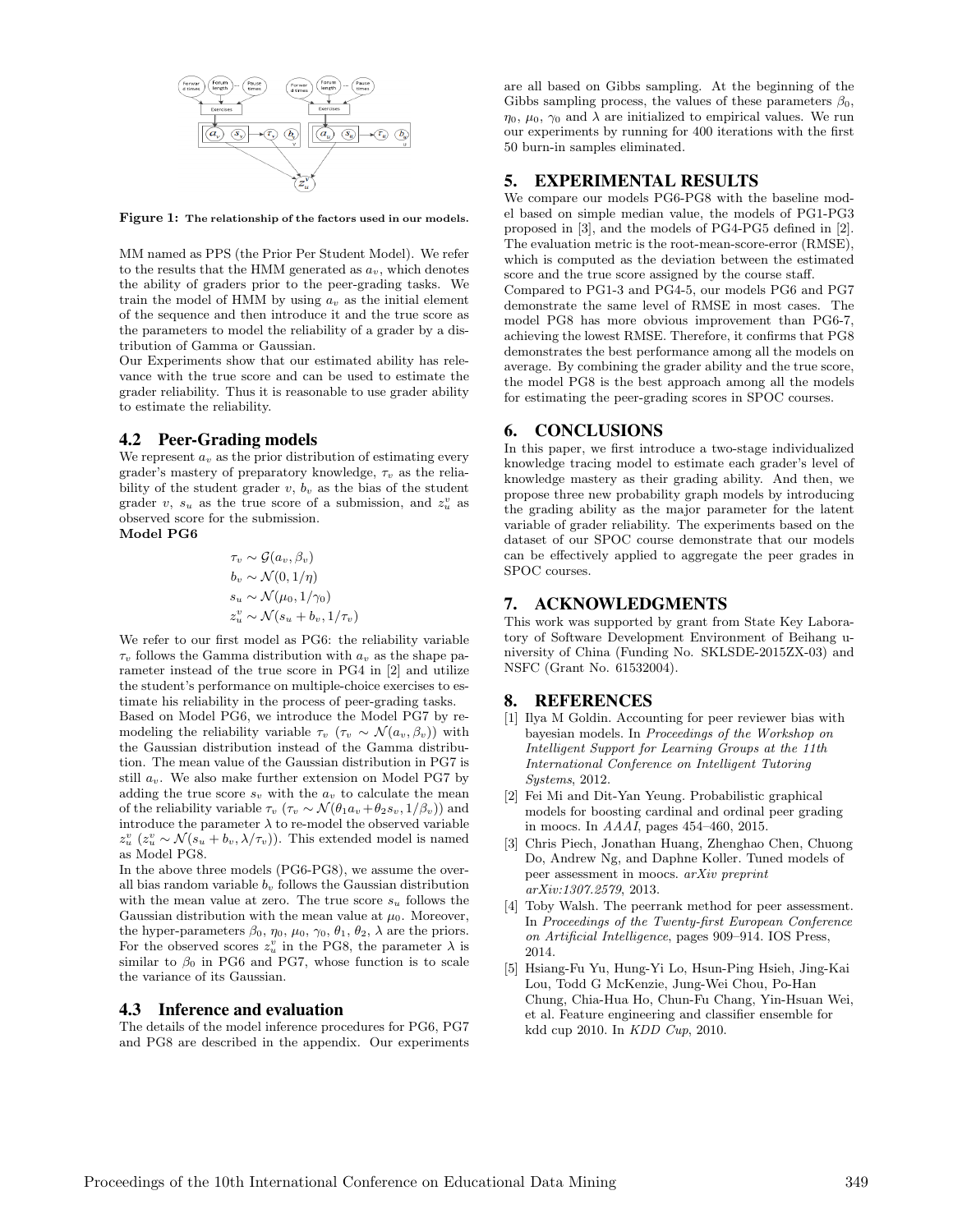Figure 1: The relationship of the factors used in our models.

MM named as PPS (the Prior Per Student Model). We refer to the results that the HMM generated as $a_v$, which denotes the ability of graders prior to the peer-grading tasks. We train the model of HMM by using $a_v$ as the initial element of the sequence and then introduce it and the true score as the parameters to model the reliability of a grader by a distribution of Gamma or Gaussian.

Our Experiments show that our estimated ability has relevance with the true score and can be used to estimate the grader reliability. Thus it is reasonable to use grader ability to estimate the reliability.

## 4.2 Peer-Grading models

We represent $a_v$ as the prior distribution of estimating every grader's mastery of preparatory knowledge, $\tau_v$ as the reliability of the student grader $v$, $b_v$ as the bias of the student grader $v$, $s_u$ as the true score of a submission, and $z_u^v$ as observed score for the submission.

**Model PG6**

$$\tau_v \sim \mathcal{G}(a_v, \beta_v)$$
$$b_v \sim \mathcal{N}(0, 1/\eta)$$
$$s_u \sim \mathcal{N}(\mu_0, 1/\gamma_0)$$
$$z_u^v \sim \mathcal{N}(s_u + b_v, 1/\tau_v)$$

We refer to our first model as PG6: the reliability variable $\tau_v$ follows the Gamma distribution with $a_v$ as the shape parameter instead of the true score in PG4 in [2] and utilize the student's performance on multiple-choice exercises to estimate his reliability in the process of peer-grading tasks.

Based on Model PG6, we introduce the Model PG7 by remodeling the reliability variable $\tau_v$ ($\tau_v \sim \mathcal{N}(a_v, \beta_v)$) with the Gaussian distribution instead of the Gamma distribution. The mean value of the Gaussian distribution in PG7 is still $a_v$. We also make further extension on Model PG7 by adding the true score $s_v$ with the $a_v$ to calculate the mean of the reliability variable $\tau_v$ ($\tau_v \sim \mathcal{N}(\theta_1 a_v + \theta_2 s_v, 1/\beta_v)$) and introduce the parameter $\lambda$ to re-model the observed variable $z_u^v$ ($z_u^v \sim \mathcal{N}(s_u + b_v, \lambda/\tau_v)$). This extended model is named as Model PG8.

In the above three models (PG6-PG8), we assume the overall bias random variable $b_v$ follows the Gaussian distribution with the mean value at zero. The true score $s_u$ follows the Gaussian distribution with the mean value at $\mu_0$. Moreover, the hyper-parameters $\beta_0$, $\eta_0$, $\mu_0$, $\gamma_0$, $\theta_1$, $\theta_2$, $\lambda$ are the priors. For the observed scores $z_u^v$ in the PG8, the parameter $\lambda$ is similar to $\beta_0$ in PG6 and PG7, whose function is to scale the variance of its Gaussian.

## 4.3 Inference and evaluation

The details of the model inference procedures for PG6, PG7 and PG8 are described in the appendix. Our experiments are all based on Gibbs sampling. At the beginning of the Gibbs sampling process, the values of these parameters $\beta_0$, $\eta_0$, $\mu_0$, $\gamma_0$ and $\lambda$ are initialized to empirical values. We run our experiments by running for 400 iterations with the first 50 burn-in samples eliminated.

# 5. EXPERIMENTAL RESULTS

We compare our models PG6-PG8 with the baseline model based on simple median value, the models of PG1-PG3 proposed in [3], and the models of PG4-PG5 defined in [2]. The evaluation metric is the root-mean-score-error (RMSE), which is computed as the deviation between the estimated score and the true score assigned by the course staff.

Compared to PG1-3 and PG4-5, our models PG6 and PG7 demonstrate the same level of RMSE in most cases. The model PG8 has more obvious improvement than PG6-7, achieving the lowest RMSE. Therefore, it confirms that PG8 demonstrates the best performance among all the models on average. By combining the grader ability and the true score, the model PG8 is the best approach among all the models for estimating the peer-grading scores in SPOC courses.

# 6. CONCLUSIONS

In this paper, we first introduce a two-stage individualized knowledge tracing model to estimate each grader's level of knowledge mastery as their grading ability. And then, we propose three new probability graph models by introducing the grading ability as the major parameter for the latent variable of grader reliability. The experiments based on the dataset of our SPOC course demonstrate that our models can be effectively applied to aggregate the peer grades in SPOC courses.

# 7. ACKNOWLEDGMENTS

This work was supported by grant from State Key Laboratory of Software Development Environment of Beihang university of China (Funding No. SKLSDE-2015ZX-03) and NSFC (Grant No. 61532004).

# 8. REFERENCES

[1] Ilya M Goldin. Accounting for peer reviewer bias with bayesian models. In *Proceedings of the Workshop on Intelligent Support for Learning Groups at the 11th International Conference on Intelligent Tutoring Systems*, 2012.

[2] Fei Mi and Dit-Yan Yeung. Probabilistic graphical models for boosting cardinal and ordinal peer grading in moocs. In *AAAI*, pages 454–460, 2015.

[3] Chris Piech, Jonathan Huang, Zhenghao Chen, Chuong Do, Andrew Ng, and Daphne Koller. Tuned models of peer assessment in moocs. *arXiv preprint arXiv:1307.2579*, 2013.

[4] Toby Walsh. The peerrank method for peer assessment. In *Proceedings of the Twenty-first European Conference on Artificial Intelligence*, pages 909–914. IOS Press, 2014.

[5] Hsiang-Fu Yu, Hung-Yi Lo, Hsun-Ping Hsieh, Jing-Kai Lou, Todd G McKenzie, Jung-Wei Chou, Po-Han Chung, Chia-Hua Ho, Chun-Fu Chang, Yin-Hsuan Wei, et al. Feature engineering and classifier ensemble for kdd cup 2010. In *KDD Cup*, 2010.